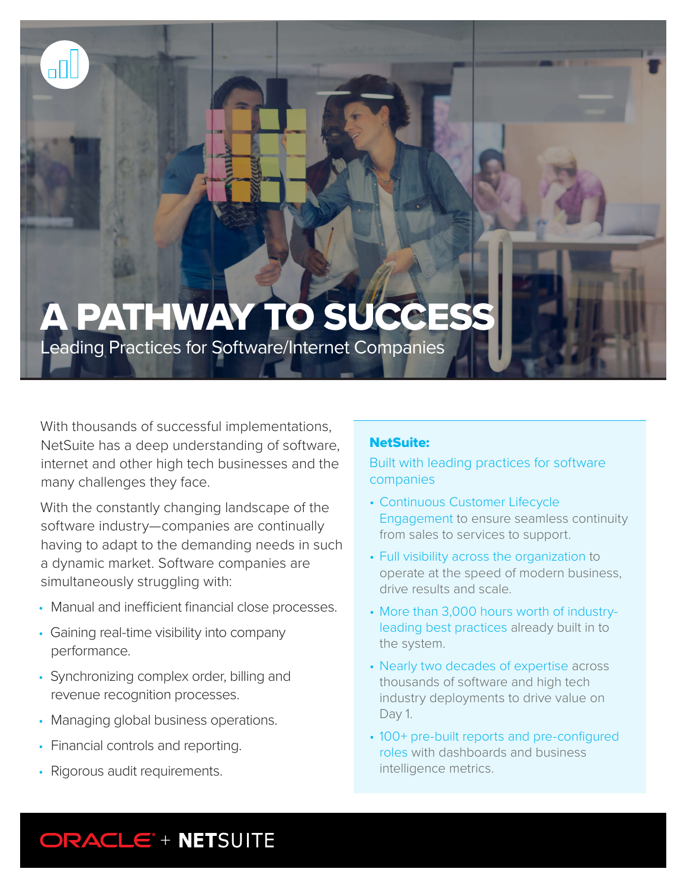# A PATHWAY TO SUCCESS

## Leading Practices for Software/Internet Companies

With thousands of successful implementations, NetSuite has a deep understanding of software, internet and other high tech businesses and the many challenges they face.

With the constantly changing landscape of the software industry—companies are continually having to adapt to the demanding needs in such a dynamic market. Software companies are simultaneously struggling with:

- Manual and inefficient financial close processes.
- Gaining real-time visibility into company performance.
- Synchronizing complex order, billing and revenue recognition processes.
- Managing global business operations.
- Financial controls and reporting.
- Rigorous audit requirements.

**NetSuite:**

Built with leading practices for software companies

- Continuous Customer Lifecycle Engagement to ensure seamless continuity from sales to services to support.
- Full visibility across the organization to operate at the speed of modern business, drive results and scale.
- More than 3,000 hours worth of industry-leading best practices already built in to the system.
- Nearly two decades of expertise across thousands of software and high tech industry deployments to drive value on Day 1.
- 100+ pre-built reports and pre-configured roles with dashboards and business intelligence metrics.

ORACLE + NETSUITE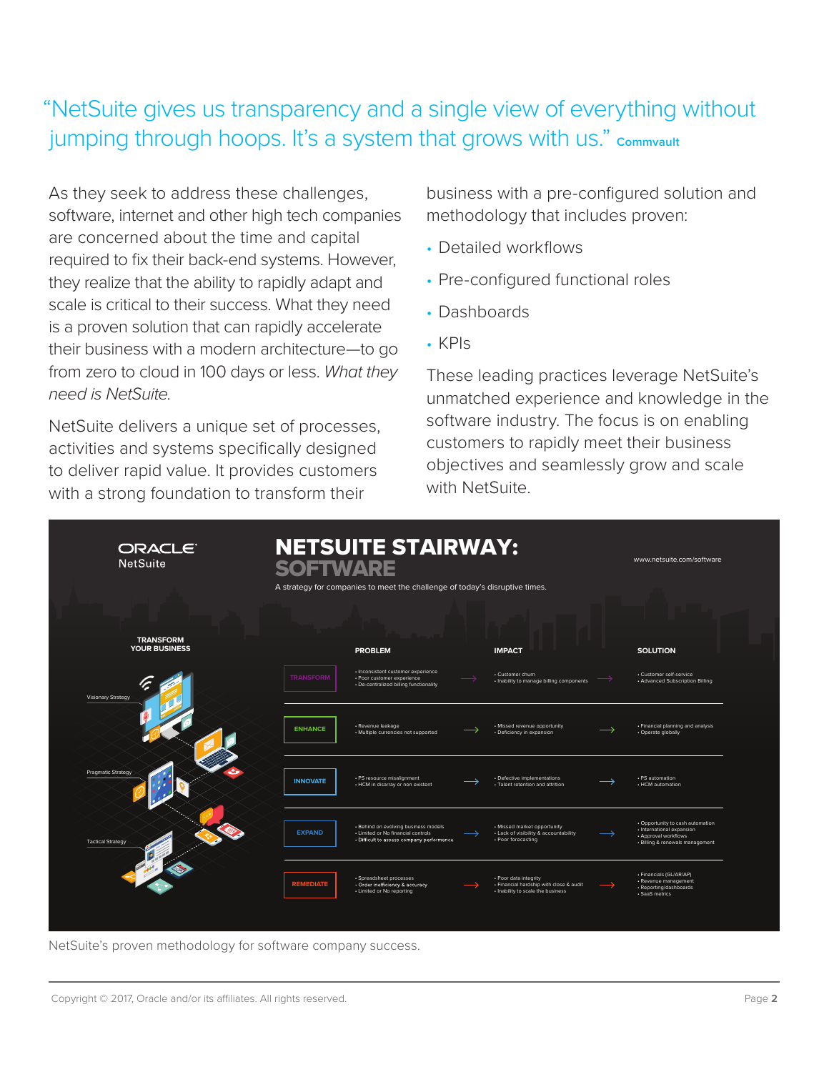"NetSuite gives us transparency and a single view of everything without jumping through hoops. It's a system that grows with us." **Commvault**

As they seek to address these challenges, software, internet and other high tech companies are concerned about the time and capital required to fix their back-end systems. However, they realize that the ability to rapidly adapt and scale is critical to their success. What they need is a proven solution that can rapidly accelerate their business with a modern architecture—to go from zero to cloud in 100 days or less. *What they need is NetSuite.*

NetSuite delivers a unique set of processes, activities and systems specifically designed to deliver rapid value. It provides customers with a strong foundation to transform their business with a pre-configured solution and methodology that includes proven:

- Detailed workflows
- Pre-configured functional roles
- Dashboards
- KPIs

These leading practices leverage NetSuite's unmatched experience and knowledge in the software industry. The focus is on enabling customers to rapidly meet their business objectives and seamlessly grow and scale with NetSuite.

## ORACLE NetSuite — NETSUITE STAIRWAY: SOFTWARE

A strategy for companies to meet the challenge of today's disruptive times.

www.netsuite.com/software

TRANSFORM YOUR BUSINESS

Visionary Strategy · Pragmatic Strategy · Tactical Strategy

| | PROBLEM | IMPACT | SOLUTION |
|---|---|---|---|
| TRANSFORM | • Inconsistent customer experience<br>• Poor customer experience<br>• De-centralized billing functionality | • Customer churn<br>• Inability to manage billing components | • Customer self-service<br>• Advanced Subscription Billing |
| ENHANCE | • Revenue leakage<br>• Multiple currencies not supported | • Missed revenue opportunity<br>• Deficiency in expansion | • Financial planning and analysis<br>• Operate globally |
| INNOVATE | • PS resource misalignment<br>• HCM in disarray or non existent | • Defective implementations<br>• Talent retention and attrition | • PS automation<br>• HCM automation |
| EXPAND | • Behind on evolving business models<br>• Limited or No financial controls<br>• Difficult to assess company performance | • Missed market opportunity<br>• Lack of visibility & accountability<br>• Poor forecasting | • Opportunity to cash automation<br>• International expansion<br>• Approval workflows<br>• Billing & renewals management |
| REMEDIATE | • Spreadsheet processes<br>• Order inefficiency & accuracy<br>• Limited or No reporting | • Poor data integrity<br>• Financial hardship with close & audit<br>• Inability to scale the business | • Financials (GL/AR/AP)<br>• Revenue management<br>• Reporting/dashboards<br>• SaaS metrics |

NetSuite's proven methodology for software company success.

Copyright © 2017, Oracle and/or its affiliates. All rights reserved.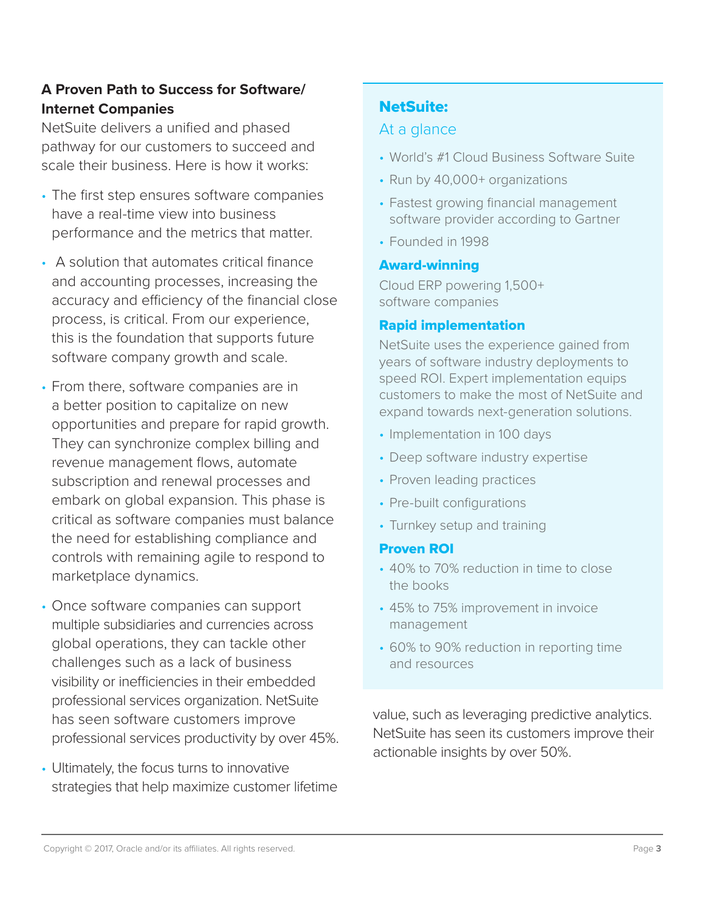**A Proven Path to Success for Software/ Internet Companies**

NetSuite delivers a unified and phased pathway for our customers to succeed and scale their business. Here is how it works:

- The first step ensures software companies have a real-time view into business performance and the metrics that matter.
- A solution that automates critical finance and accounting processes, increasing the accuracy and efficiency of the financial close process, is critical. From our experience, this is the foundation that supports future software company growth and scale.
- From there, software companies are in a better position to capitalize on new opportunities and prepare for rapid growth. They can synchronize complex billing and revenue management flows, automate subscription and renewal processes and embark on global expansion. This phase is critical as software companies must balance the need for establishing compliance and controls with remaining agile to respond to marketplace dynamics.
- Once software companies can support multiple subsidiaries and currencies across global operations, they can tackle other challenges such as a lack of business visibility or inefficiencies in their embedded professional services organization. NetSuite has seen software customers improve professional services productivity by over 45%.
- Ultimately, the focus turns to innovative strategies that help maximize customer lifetime value, such as leveraging predictive analytics. NetSuite has seen its customers improve their actionable insights by over 50%.

## NetSuite:

### At a glance

- World's #1 Cloud Business Software Suite
- Run by 40,000+ organizations
- Fastest growing financial management software provider according to Gartner
- Founded in 1998

**Award-winning**

Cloud ERP powering 1,500+ software companies

**Rapid implementation**

NetSuite uses the experience gained from years of software industry deployments to speed ROI. Expert implementation equips customers to make the most of NetSuite and expand towards next-generation solutions.

- Implementation in 100 days
- Deep software industry expertise
- Proven leading practices
- Pre-built configurations
- Turnkey setup and training

**Proven ROI**

- 40% to 70% reduction in time to close the books
- 45% to 75% improvement in invoice management
- 60% to 90% reduction in reporting time and resources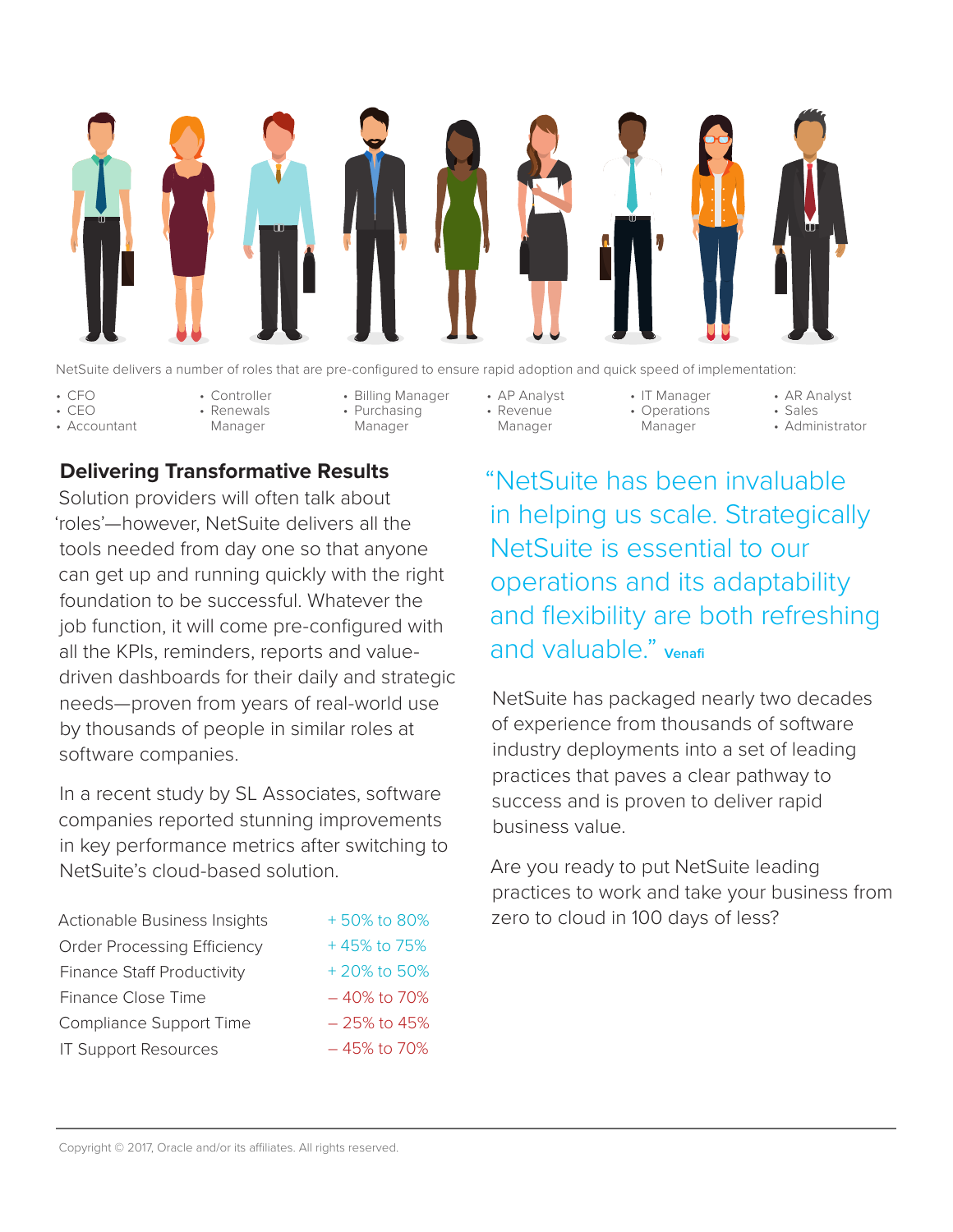NetSuite delivers a number of roles that are pre-configured to ensure rapid adoption and quick speed of implementation:

- CFO
- CEO
- Accountant
- Controller
- Renewals Manager
- Billing Manager
- Purchasing Manager
- AP Analyst
- Revenue Manager
- IT Manager
- Operations Manager
- AR Analyst
- Sales
- Administrator

## Delivering Transformative Results

Solution providers will often talk about 'roles'—however, NetSuite delivers all the tools needed from day one so that anyone can get up and running quickly with the right foundation to be successful. Whatever the job function, it will come pre-configured with all the KPIs, reminders, reports and value-driven dashboards for their daily and strategic needs—proven from years of real-world use by thousands of people in similar roles at software companies.

In a recent study by SL Associates, software companies reported stunning improvements in key performance metrics after switching to NetSuite's cloud-based solution.

| | |
|---|---|
| Actionable Business Insights | + 50% to 80% |
| Order Processing Efficiency | + 45% to 75% |
| Finance Staff Productivity | + 20% to 50% |
| Finance Close Time | – 40% to 70% |
| Compliance Support Time | – 25% to 45% |
| IT Support Resources | – 45% to 70% |

"NetSuite has been invaluable in helping us scale. Strategically NetSuite is essential to our operations and its adaptability and flexibility are both refreshing and valuable." **Venafi**

NetSuite has packaged nearly two decades of experience from thousands of software industry deployments into a set of leading practices that paves a clear pathway to success and is proven to deliver rapid business value.

Are you ready to put NetSuite leading practices to work and take your business from zero to cloud in 100 days of less?

Copyright © 2017, Oracle and/or its affiliates. All rights reserved.